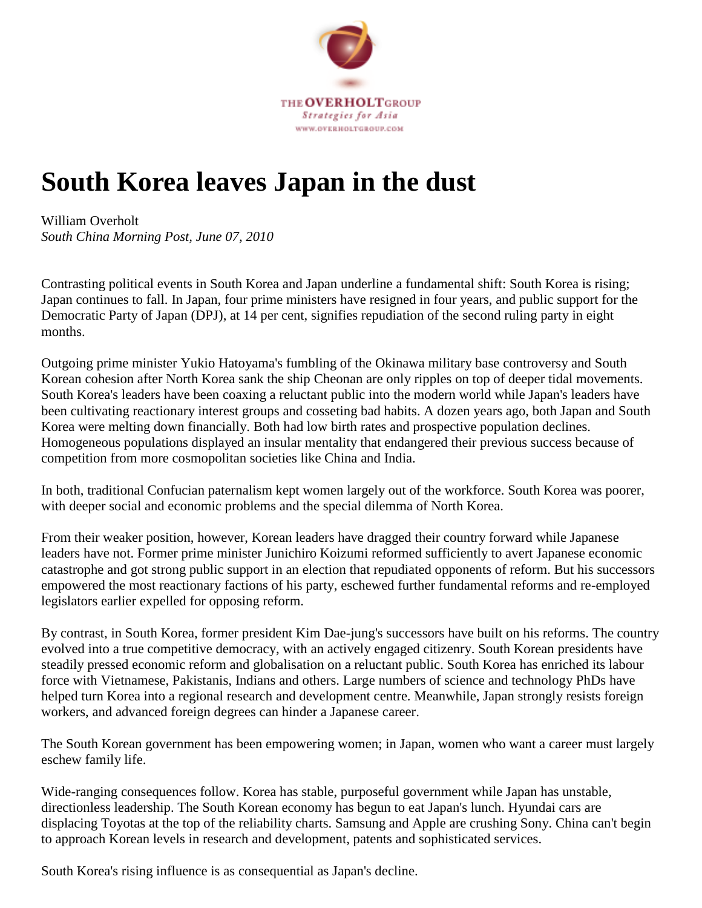THE OVERHOLT GROUP
*Strategies for Asia*
WWW.OVERHOLTGROUP.COM

# South Korea leaves Japan in the dust

William Overholt
*South China Morning Post, June 07, 2010*

Contrasting political events in South Korea and Japan underline a fundamental shift: South Korea is rising; Japan continues to fall. In Japan, four prime ministers have resigned in four years, and public support for the Democratic Party of Japan (DPJ), at 14 per cent, signifies repudiation of the second ruling party in eight months.

Outgoing prime minister Yukio Hatoyama's fumbling of the Okinawa military base controversy and South Korean cohesion after North Korea sank the ship Cheonan are only ripples on top of deeper tidal movements. South Korea's leaders have been coaxing a reluctant public into the modern world while Japan's leaders have been cultivating reactionary interest groups and cosseting bad habits. A dozen years ago, both Japan and South Korea were melting down financially. Both had low birth rates and prospective population declines. Homogeneous populations displayed an insular mentality that endangered their previous success because of competition from more cosmopolitan societies like China and India.

In both, traditional Confucian paternalism kept women largely out of the workforce. South Korea was poorer, with deeper social and economic problems and the special dilemma of North Korea.

From their weaker position, however, Korean leaders have dragged their country forward while Japanese leaders have not. Former prime minister Junichiro Koizumi reformed sufficiently to avert Japanese economic catastrophe and got strong public support in an election that repudiated opponents of reform. But his successors empowered the most reactionary factions of his party, eschewed further fundamental reforms and re-employed legislators earlier expelled for opposing reform.

By contrast, in South Korea, former president Kim Dae-jung's successors have built on his reforms. The country evolved into a true competitive democracy, with an actively engaged citizenry. South Korean presidents have steadily pressed economic reform and globalisation on a reluctant public. South Korea has enriched its labour force with Vietnamese, Pakistanis, Indians and others. Large numbers of science and technology PhDs have helped turn Korea into a regional research and development centre. Meanwhile, Japan strongly resists foreign workers, and advanced foreign degrees can hinder a Japanese career.

The South Korean government has been empowering women; in Japan, women who want a career must largely eschew family life.

Wide-ranging consequences follow. Korea has stable, purposeful government while Japan has unstable, directionless leadership. The South Korean economy has begun to eat Japan's lunch. Hyundai cars are displacing Toyotas at the top of the reliability charts. Samsung and Apple are crushing Sony. China can't begin to approach Korean levels in research and development, patents and sophisticated services.

South Korea's rising influence is as consequential as Japan's decline.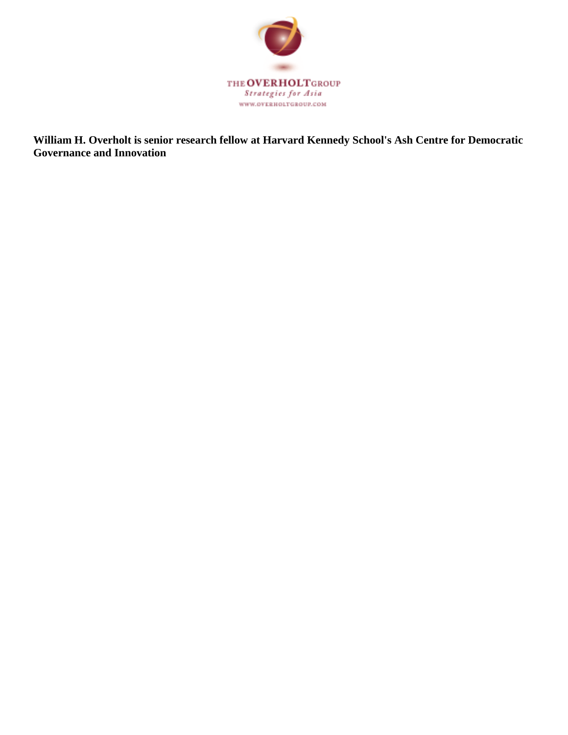THE OVERHOLT GROUP
*Strategies for Asia*
WWW.OVERHOLTGROUP.COM

**William H. Overholt is senior research fellow at Harvard Kennedy School's Ash Centre for Democratic Governance and Innovation**